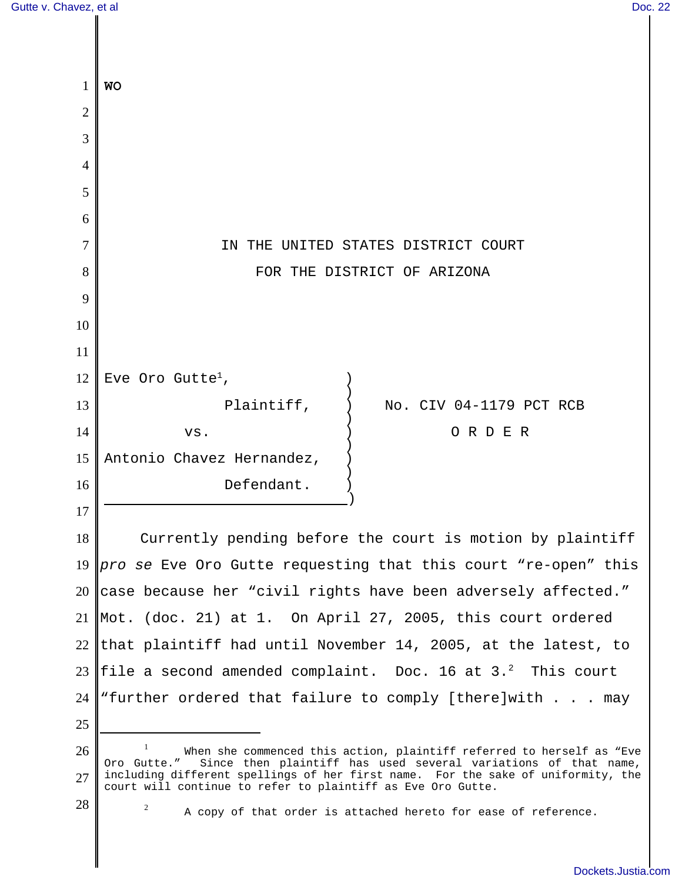WO

IN THE UNITED STATES DISTRICT COURT
FOR THE DISTRICT OF ARIZONA

Eve Oro Gutte[1],

Plaintiff,

vs.

Antonio Chavez Hernandez,

Defendant.

No. CIV 04-1179 PCT RCB

O R D E R

Currently pending before the court is motion by plaintiff *pro se* Eve Oro Gutte requesting that this court "re-open" this case because her "civil rights have been adversely affected." Mot. (doc. 21) at 1. On April 27, 2005, this court ordered that plaintiff had until November 14, 2005, at the latest, to file a second amended complaint. Doc. 16 at 3.[2] This court "further ordered that failure to comply [there]with . . . may

---

[1] When she commenced this action, plaintiff referred to herself as "Eve Oro Gutte." Since then plaintiff has used several variations of that name, including different spellings of her first name. For the sake of uniformity, the court will continue to refer to plaintiff as Eve Oro Gutte.

[2] A copy of that order is attached hereto for ease of reference.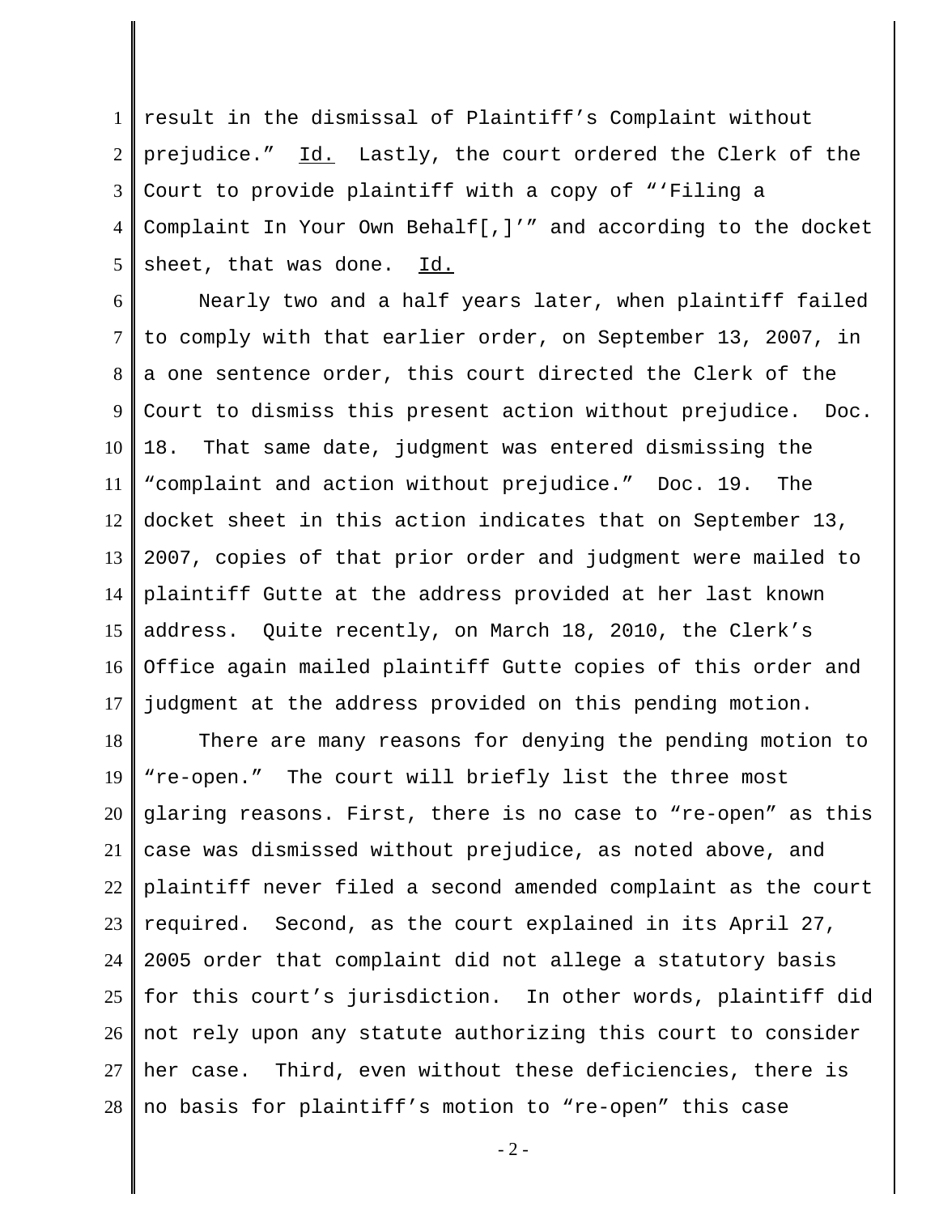result in the dismissal of Plaintiff's Complaint without prejudice." Id. Lastly, the court ordered the Clerk of the Court to provide plaintiff with a copy of "'Filing a Complaint In Your Own Behalf[,]'" and according to the docket sheet, that was done. Id.

Nearly two and a half years later, when plaintiff failed to comply with that earlier order, on September 13, 2007, in a one sentence order, this court directed the Clerk of the Court to dismiss this present action without prejudice. Doc. 18. That same date, judgment was entered dismissing the "complaint and action without prejudice." Doc. 19. The docket sheet in this action indicates that on September 13, 2007, copies of that prior order and judgment were mailed to plaintiff Gutte at the address provided at her last known address. Quite recently, on March 18, 2010, the Clerk's Office again mailed plaintiff Gutte copies of this order and judgment at the address provided on this pending motion.

There are many reasons for denying the pending motion to "re-open." The court will briefly list the three most glaring reasons. First, there is no case to "re-open" as this case was dismissed without prejudice, as noted above, and plaintiff never filed a second amended complaint as the court required. Second, as the court explained in its April 27, 2005 order that complaint did not allege a statutory basis for this court's jurisdiction. In other words, plaintiff did not rely upon any statute authorizing this court to consider her case. Third, even without these deficiencies, there is no basis for plaintiff's motion to "re-open" this case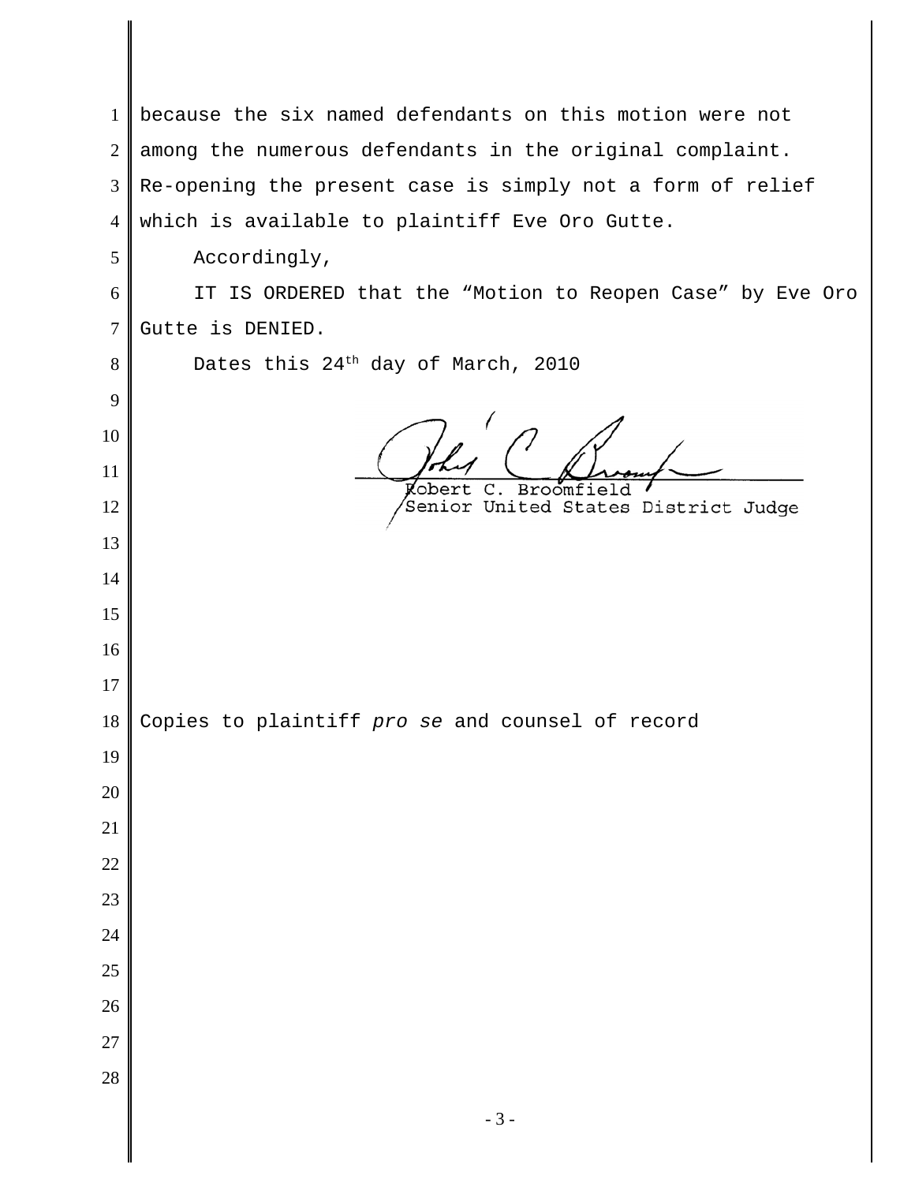because the six named defendants on this motion were not among the numerous defendants in the original complaint. Re-opening the present case is simply not a form of relief which is available to plaintiff Eve Oro Gutte.

Accordingly,

IT IS ORDERED that the “Motion to Reopen Case” by Eve Oro Gutte is DENIED.

Dates this 24th day of March, 2010

Robert C. Broomfield
Senior United States District Judge

Copies to plaintiff *pro se* and counsel of record